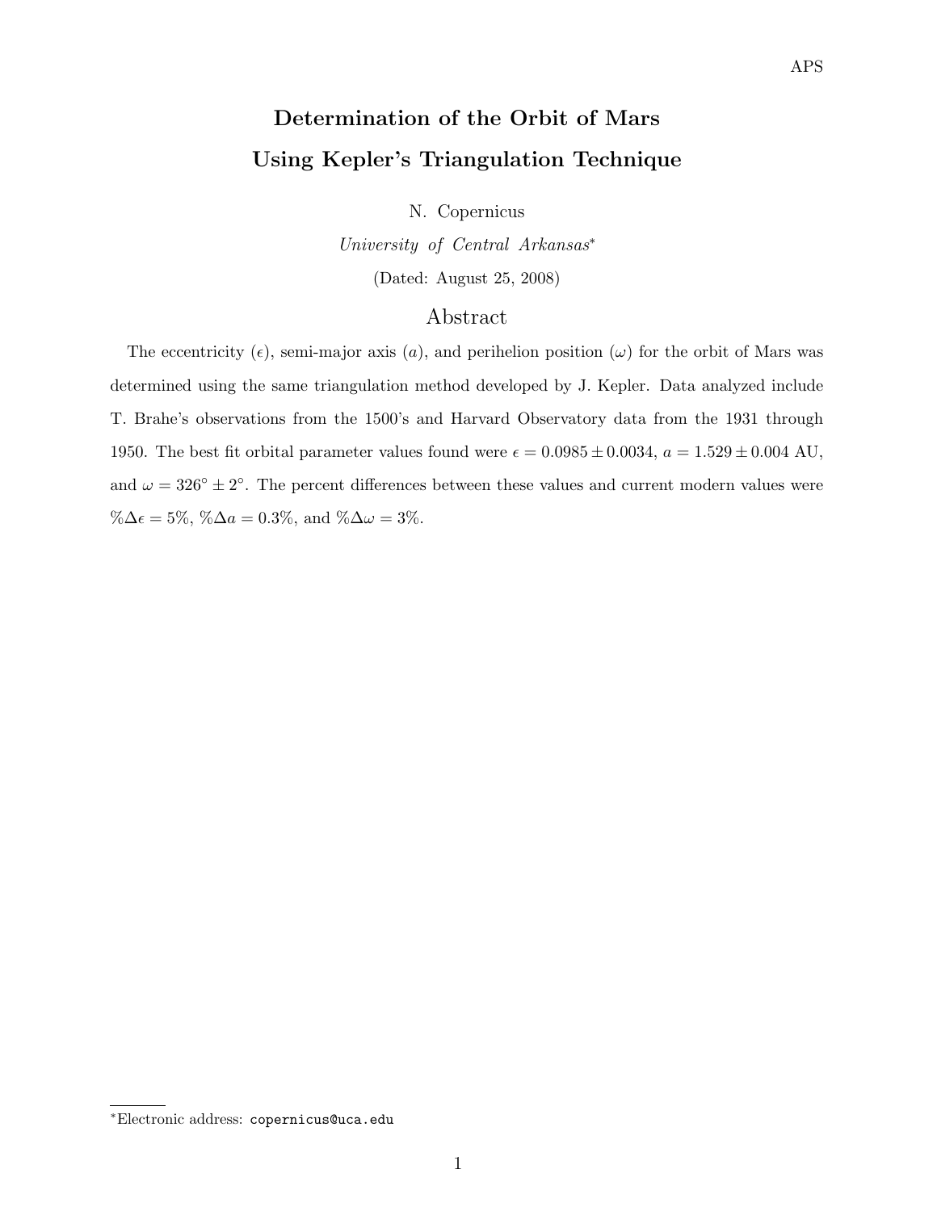# Determination of the Orbit of Mars Using Kepler's Triangulation Technique

N. Copernicus

*University of Central Arkansas*[*]

(Dated: August 25, 2008)

## Abstract

The eccentricity ($\epsilon$), semi-major axis ($a$), and perihelion position ($\omega$) for the orbit of Mars was determined using the same triangulation method developed by J. Kepler. Data analyzed include T. Brahe's observations from the 1500's and Harvard Observatory data from the 1931 through 1950. The best fit orbital parameter values found were $\epsilon = 0.0985 \pm 0.0034$, $a = 1.529 \pm 0.004$ AU, and $\omega = 326^\circ \pm 2^\circ$. The percent differences between these values and current modern values were $\%\Delta\epsilon = 5\%$, $\%\Delta a = 0.3\%$, and $\%\Delta\omega = 3\%$.

[*] Electronic address: `copernicus@uca.edu`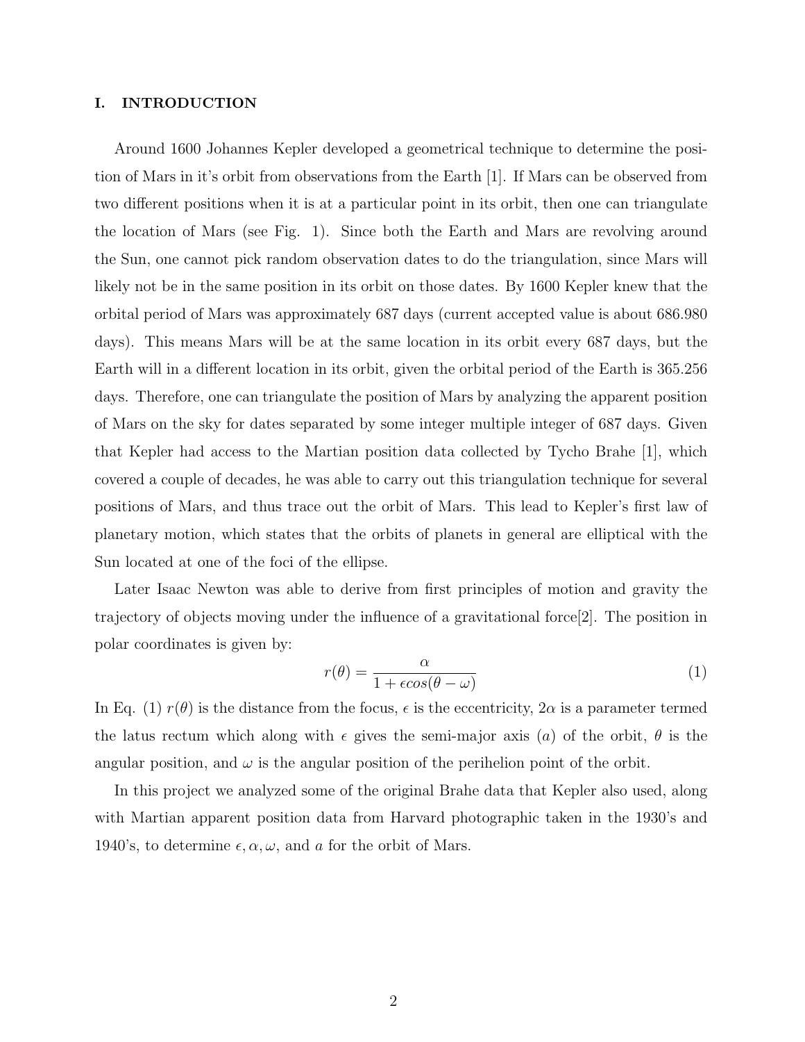## I. INTRODUCTION

Around 1600 Johannes Kepler developed a geometrical technique to determine the position of Mars in it's orbit from observations from the Earth [1]. If Mars can be observed from two different positions when it is at a particular point in its orbit, then one can triangulate the location of Mars (see Fig. 1). Since both the Earth and Mars are revolving around the Sun, one cannot pick random observation dates to do the triangulation, since Mars will likely not be in the same position in its orbit on those dates. By 1600 Kepler knew that the orbital period of Mars was approximately 687 days (current accepted value is about 686.980 days). This means Mars will be at the same location in its orbit every 687 days, but the Earth will in a different location in its orbit, given the orbital period of the Earth is 365.256 days. Therefore, one can triangulate the position of Mars by analyzing the apparent position of Mars on the sky for dates separated by some integer multiple integer of 687 days. Given that Kepler had access to the Martian position data collected by Tycho Brahe [1], which covered a couple of decades, he was able to carry out this triangulation technique for several positions of Mars, and thus trace out the orbit of Mars. This lead to Kepler's first law of planetary motion, which states that the orbits of planets in general are elliptical with the Sun located at one of the foci of the ellipse.

Later Isaac Newton was able to derive from first principles of motion and gravity the trajectory of objects moving under the influence of a gravitational force[2]. The position in polar coordinates is given by:

$$r(\theta) = \frac{\alpha}{1 + \epsilon cos(\theta - \omega)} \tag{1}$$

In Eq. (1) $r(\theta)$ is the distance from the focus, $\epsilon$ is the eccentricity, $2\alpha$ is a parameter termed the latus rectum which along with $\epsilon$ gives the semi-major axis ($a$) of the orbit, $\theta$ is the angular position, and $\omega$ is the angular position of the perihelion point of the orbit.

In this project we analyzed some of the original Brahe data that Kepler also used, along with Martian apparent position data from Harvard photographic taken in the 1930's and 1940's, to determine $\epsilon, \alpha, \omega$, and $a$ for the orbit of Mars.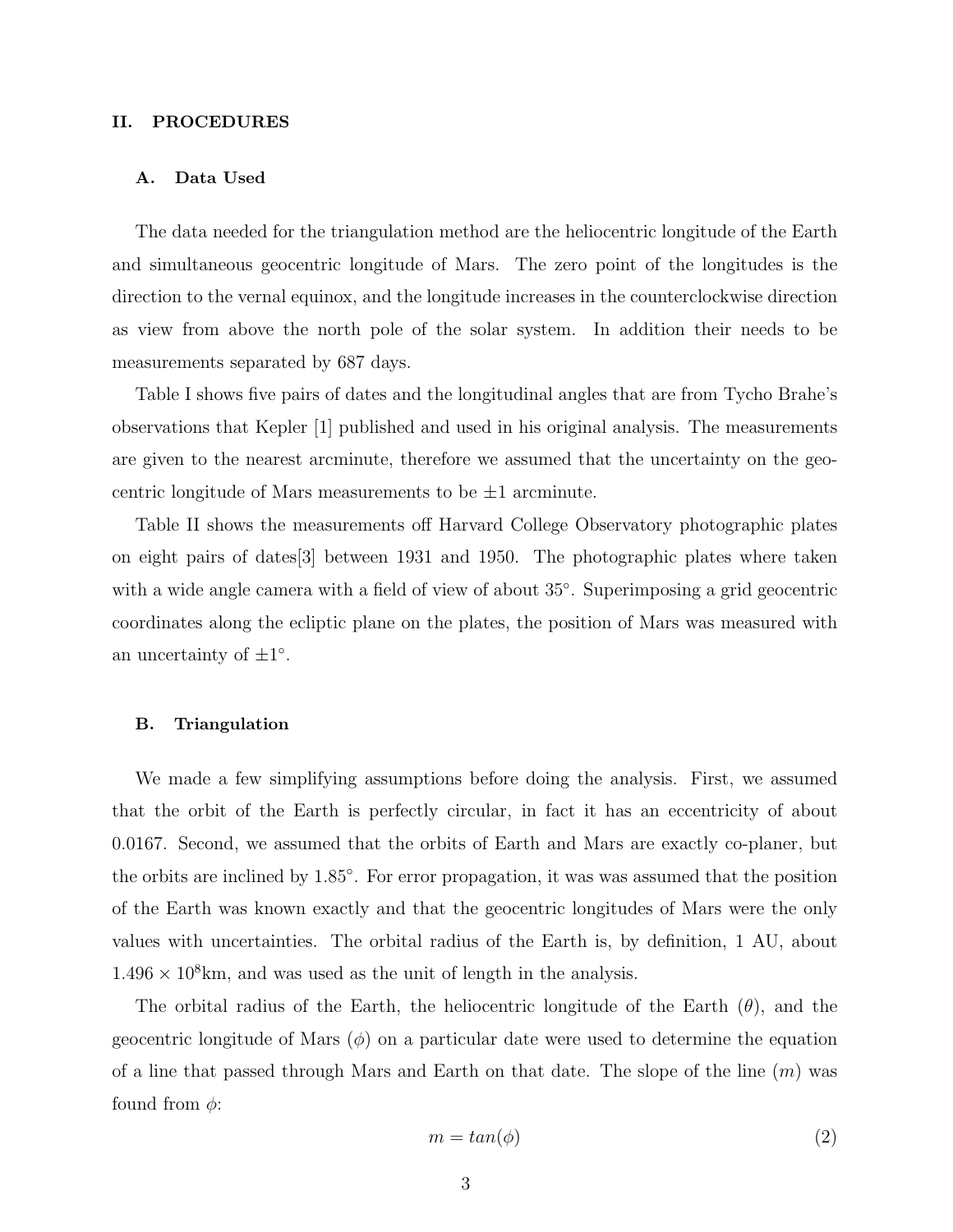## II. PROCEDURES

### A. Data Used

The data needed for the triangulation method are the heliocentric longitude of the Earth and simultaneous geocentric longitude of Mars. The zero point of the longitudes is the direction to the vernal equinox, and the longitude increases in the counterclockwise direction as view from above the north pole of the solar system. In addition their needs to be measurements separated by 687 days.

Table I shows five pairs of dates and the longitudinal angles that are from Tycho Brahe's observations that Kepler [1] published and used in his original analysis. The measurements are given to the nearest arcminute, therefore we assumed that the uncertainty on the geocentric longitude of Mars measurements to be ±1 arcminute.

Table II shows the measurements off Harvard College Observatory photographic plates on eight pairs of dates[3] between 1931 and 1950. The photographic plates where taken with a wide angle camera with a field of view of about 35°. Superimposing a grid geocentric coordinates along the ecliptic plane on the plates, the position of Mars was measured with an uncertainty of ±1°.

### B. Triangulation

We made a few simplifying assumptions before doing the analysis. First, we assumed that the orbit of the Earth is perfectly circular, in fact it has an eccentricity of about 0.0167. Second, we assumed that the orbits of Earth and Mars are exactly co-planer, but the orbits are inclined by 1.85°. For error propagation, it was was assumed that the position of the Earth was known exactly and that the geocentric longitudes of Mars were the only values with uncertainties. The orbital radius of the Earth is, by definition, 1 AU, about $1.496 \times 10^8$km, and was used as the unit of length in the analysis.

The orbital radius of the Earth, the heliocentric longitude of the Earth ($\theta$), and the geocentric longitude of Mars ($\phi$) on a particular date were used to determine the equation of a line that passed through Mars and Earth on that date. The slope of the line ($m$) was found from $\phi$:

$$m = tan(\phi) \tag{2}$$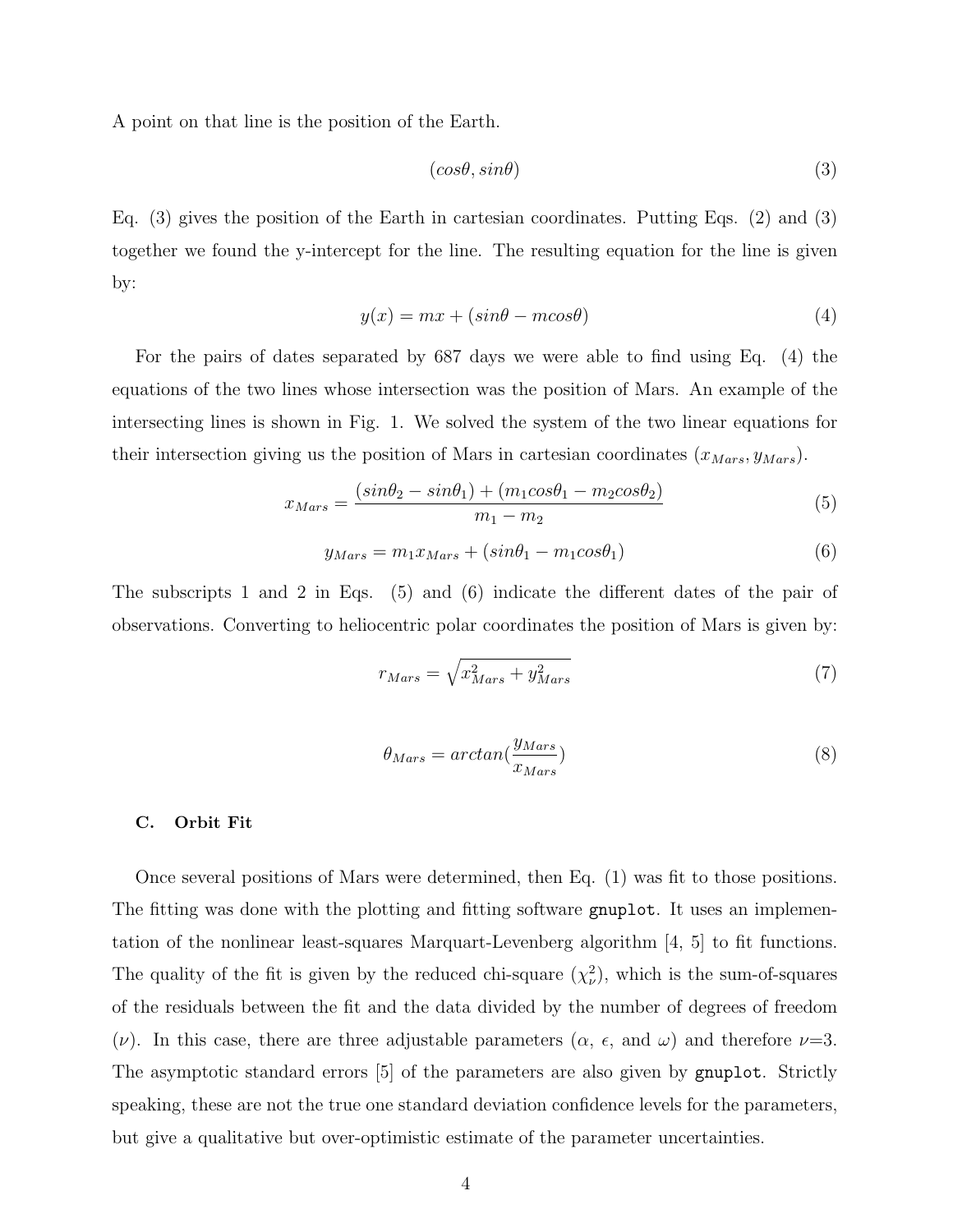A point on that line is the position of the Earth.

$$(cos\theta, sin\theta) \tag{3}$$

Eq. (3) gives the position of the Earth in cartesian coordinates. Putting Eqs. (2) and (3) together we found the y-intercept for the line. The resulting equation for the line is given by:

$$y(x) = mx + (sin\theta - mcos\theta) \tag{4}$$

For the pairs of dates separated by 687 days we were able to find using Eq. (4) the equations of the two lines whose intersection was the position of Mars. An example of the intersecting lines is shown in Fig. 1. We solved the system of the two linear equations for their intersection giving us the position of Mars in cartesian coordinates $(x_{Mars}, y_{Mars})$.

$$x_{Mars} = \frac{(sin\theta_2 - sin\theta_1) + (m_1 cos\theta_1 - m_2 cos\theta_2)}{m_1 - m_2} \tag{5}$$

$$y_{Mars} = m_1 x_{Mars} + (sin\theta_1 - m_1 cos\theta_1) \tag{6}$$

The subscripts 1 and 2 in Eqs. (5) and (6) indicate the different dates of the pair of observations. Converting to heliocentric polar coordinates the position of Mars is given by:

$$r_{Mars} = \sqrt{x_{Mars}^2 + y_{Mars}^2} \tag{7}$$

$$\theta_{Mars} = arctan(\frac{y_{Mars}}{x_{Mars}}) \tag{8}$$

### C. Orbit Fit

Once several positions of Mars were determined, then Eq. (1) was fit to those positions. The fitting was done with the plotting and fitting software `gnuplot`. It uses an implementation of the nonlinear least-squares Marquart-Levenberg algorithm [4, 5] to fit functions. The quality of the fit is given by the reduced chi-square ($\chi_\nu^2$), which is the sum-of-squares of the residuals between the fit and the data divided by the number of degrees of freedom ($\nu$). In this case, there are three adjustable parameters ($\alpha$, $\epsilon$, and $\omega$) and therefore $\nu$=3. The asymptotic standard errors [5] of the parameters are also given by `gnuplot`. Strictly speaking, these are not the true one standard deviation confidence levels for the parameters, but give a qualitative but over-optimistic estimate of the parameter uncertainties.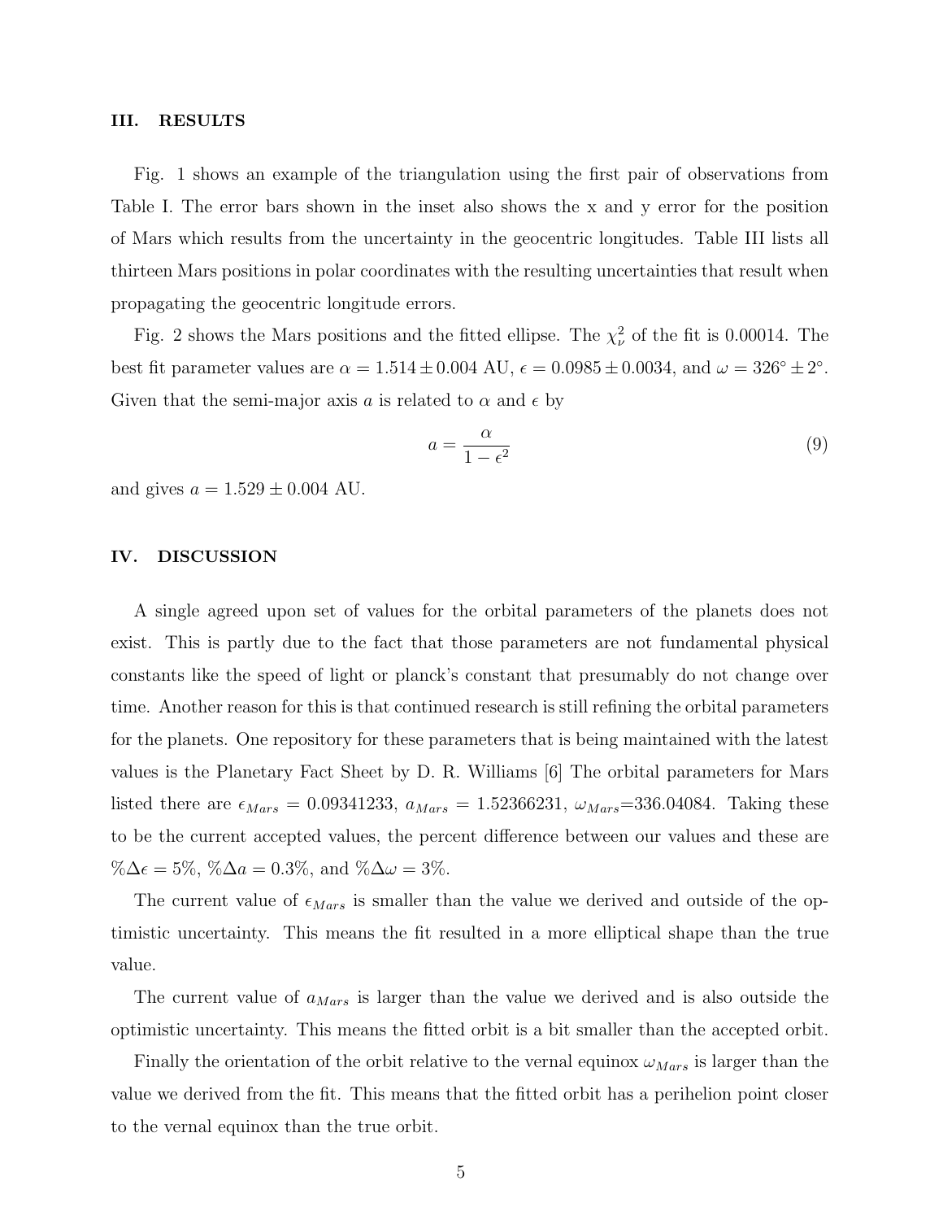## III. RESULTS

Fig. 1 shows an example of the triangulation using the first pair of observations from Table I. The error bars shown in the inset also shows the x and y error for the position of Mars which results from the uncertainty in the geocentric longitudes. Table III lists all thirteen Mars positions in polar coordinates with the resulting uncertainties that result when propagating the geocentric longitude errors.

Fig. 2 shows the Mars positions and the fitted ellipse. The $\chi^2_\nu$ of the fit is 0.00014. The best fit parameter values are $\alpha = 1.514 \pm 0.004$ AU, $\epsilon = 0.0985 \pm 0.0034$, and $\omega = 326^\circ \pm 2^\circ$. Given that the semi-major axis $a$ is related to $\alpha$ and $\epsilon$ by

$$a = \frac{\alpha}{1 - \epsilon^2} \tag{9}$$

and gives $a = 1.529 \pm 0.004$ AU.

## IV. DISCUSSION

A single agreed upon set of values for the orbital parameters of the planets does not exist. This is partly due to the fact that those parameters are not fundamental physical constants like the speed of light or planck's constant that presumably do not change over time. Another reason for this is that continued research is still refining the orbital parameters for the planets. One repository for these parameters that is being maintained with the latest values is the Planetary Fact Sheet by D. R. Williams [6] The orbital parameters for Mars listed there are $\epsilon_{Mars} = 0.09341233$, $a_{Mars} = 1.52366231$, $\omega_{Mars}$=336.04084. Taking these to be the current accepted values, the percent difference between our values and these are $\%\Delta\epsilon = 5\%$, $\%\Delta a = 0.3\%$, and $\%\Delta\omega = 3\%$.

The current value of $\epsilon_{Mars}$ is smaller than the value we derived and outside of the optimistic uncertainty. This means the fit resulted in a more elliptical shape than the true value.

The current value of $a_{Mars}$ is larger than the value we derived and is also outside the optimistic uncertainty. This means the fitted orbit is a bit smaller than the accepted orbit.

Finally the orientation of the orbit relative to the vernal equinox $\omega_{Mars}$ is larger than the value we derived from the fit. This means that the fitted orbit has a perihelion point closer to the vernal equinox than the true orbit.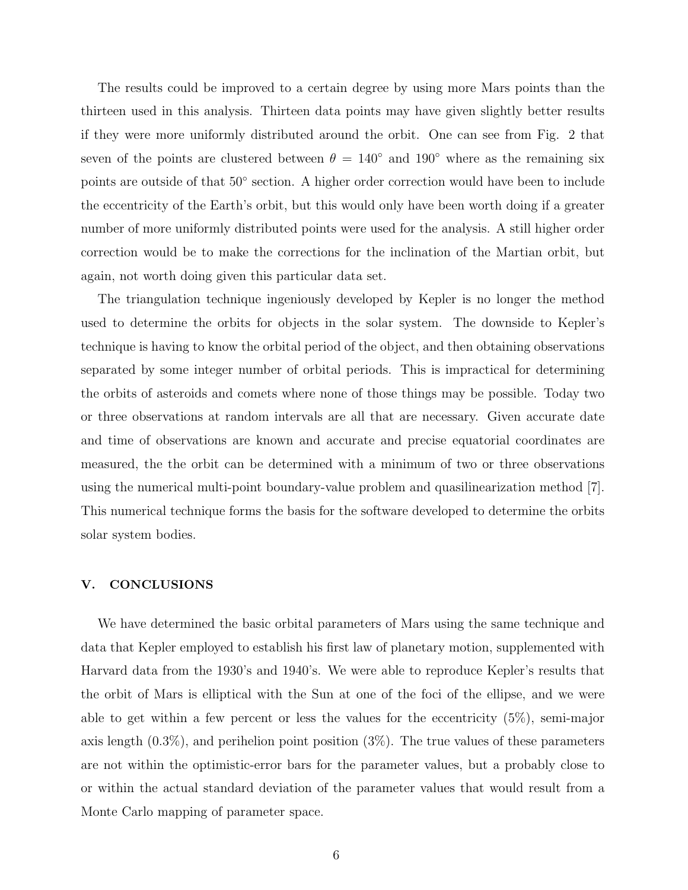The results could be improved to a certain degree by using more Mars points than the thirteen used in this analysis. Thirteen data points may have given slightly better results if they were more uniformly distributed around the orbit. One can see from Fig. 2 that seven of the points are clustered between $\theta = 140^{\circ}$ and $190^{\circ}$ where as the remaining six points are outside of that $50^{\circ}$ section. A higher order correction would have been to include the eccentricity of the Earth's orbit, but this would only have been worth doing if a greater number of more uniformly distributed points were used for the analysis. A still higher order correction would be to make the corrections for the inclination of the Martian orbit, but again, not worth doing given this particular data set.

The triangulation technique ingeniously developed by Kepler is no longer the method used to determine the orbits for objects in the solar system. The downside to Kepler's technique is having to know the orbital period of the object, and then obtaining observations separated by some integer number of orbital periods. This is impractical for determining the orbits of asteroids and comets where none of those things may be possible. Today two or three observations at random intervals are all that are necessary. Given accurate date and time of observations are known and accurate and precise equatorial coordinates are measured, the the orbit can be determined with a minimum of two or three observations using the numerical multi-point boundary-value problem and quasilinearization method [7]. This numerical technique forms the basis for the software developed to determine the orbits solar system bodies.

## V. CONCLUSIONS

We have determined the basic orbital parameters of Mars using the same technique and data that Kepler employed to establish his first law of planetary motion, supplemented with Harvard data from the 1930's and 1940's. We were able to reproduce Kepler's results that the orbit of Mars is elliptical with the Sun at one of the foci of the ellipse, and we were able to get within a few percent or less the values for the eccentricity (5%), semi-major axis length (0.3%), and perihelion point position (3%). The true values of these parameters are not within the optimistic-error bars for the parameter values, but a probably close to or within the actual standard deviation of the parameter values that would result from a Monte Carlo mapping of parameter space.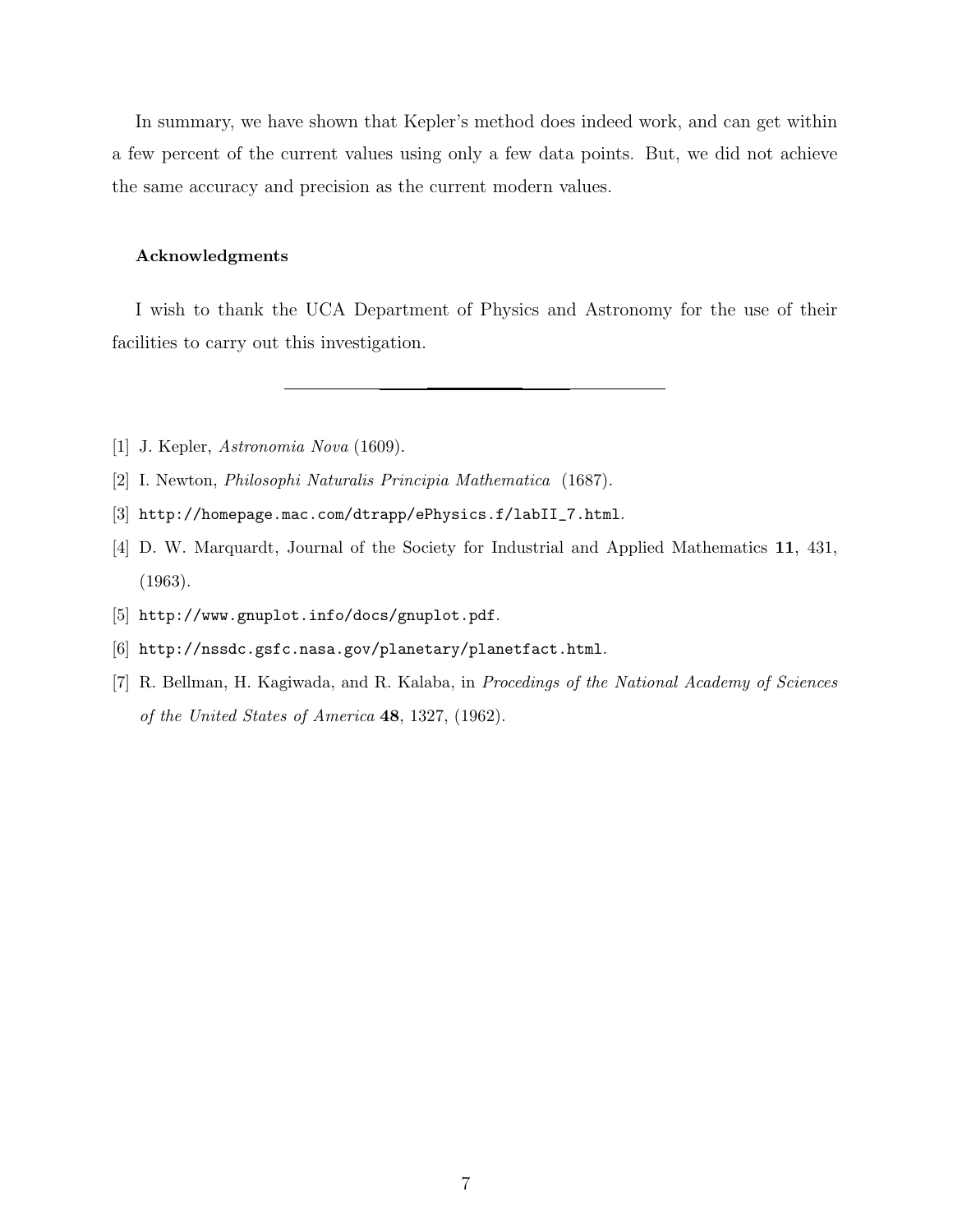In summary, we have shown that Kepler's method does indeed work, and can get within a few percent of the current values using only a few data points. But, we did not achieve the same accuracy and precision as the current modern values.

### Acknowledgments

I wish to thank the UCA Department of Physics and Astronomy for the use of their facilities to carry out this investigation.

---

[1] J. Kepler, *Astronomia Nova* (1609).

[2] I. Newton, *Philosophi Naturalis Principia Mathematica* (1687).

[3] `http://homepage.mac.com/dtrapp/ePhysics.f/labII_7.html`.

[4] D. W. Marquardt, Journal of the Society for Industrial and Applied Mathematics **11**, 431, (1963).

[5] `http://www.gnuplot.info/docs/gnuplot.pdf`.

[6] `http://nssdc.gsfc.nasa.gov/planetary/planetfact.html`.

[7] R. Bellman, H. Kagiwada, and R. Kalaba, in *Procedings of the National Academy of Sciences of the United States of America* **48**, 1327, (1962).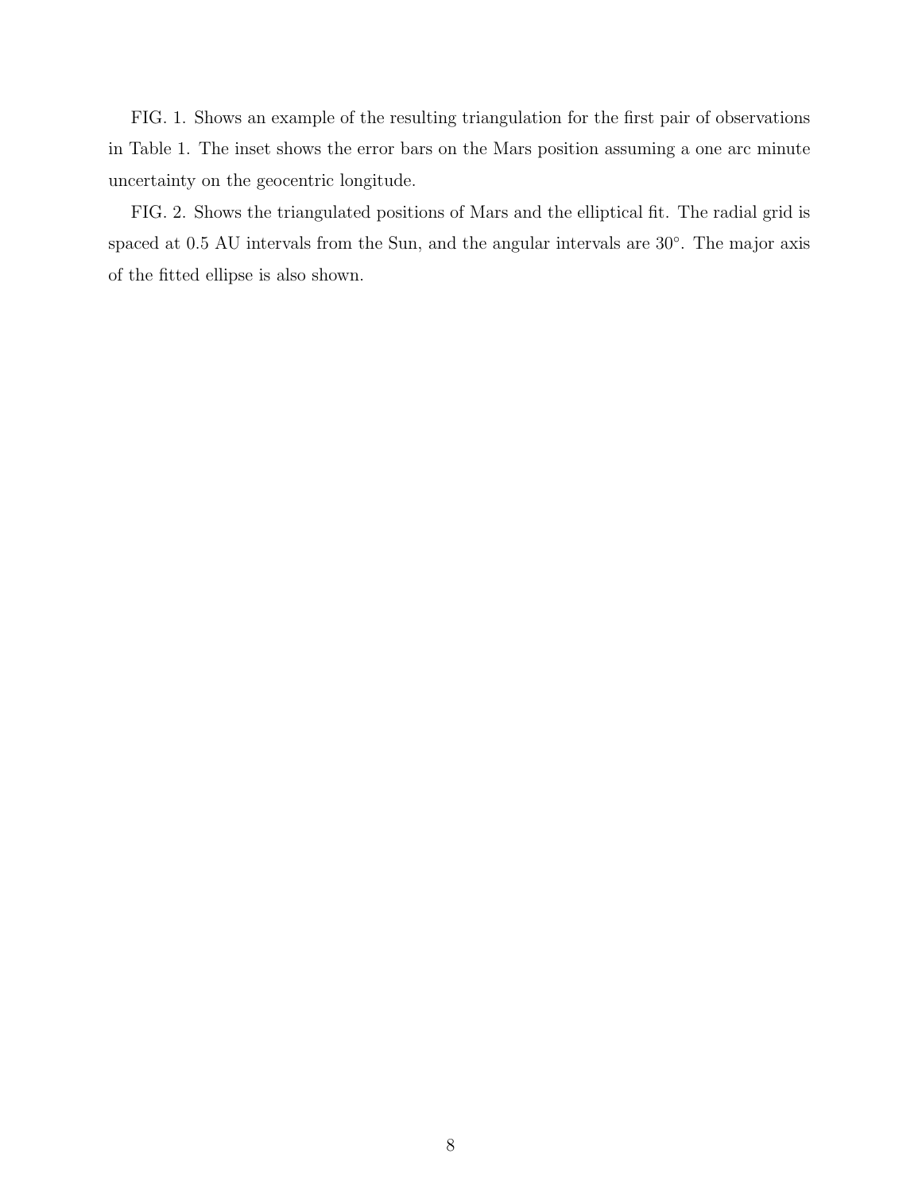FIG. 1. Shows an example of the resulting triangulation for the first pair of observations in Table 1. The inset shows the error bars on the Mars position assuming a one arc minute uncertainty on the geocentric longitude.

FIG. 2. Shows the triangulated positions of Mars and the elliptical fit. The radial grid is spaced at 0.5 AU intervals from the Sun, and the angular intervals are 30°. The major axis of the fitted ellipse is also shown.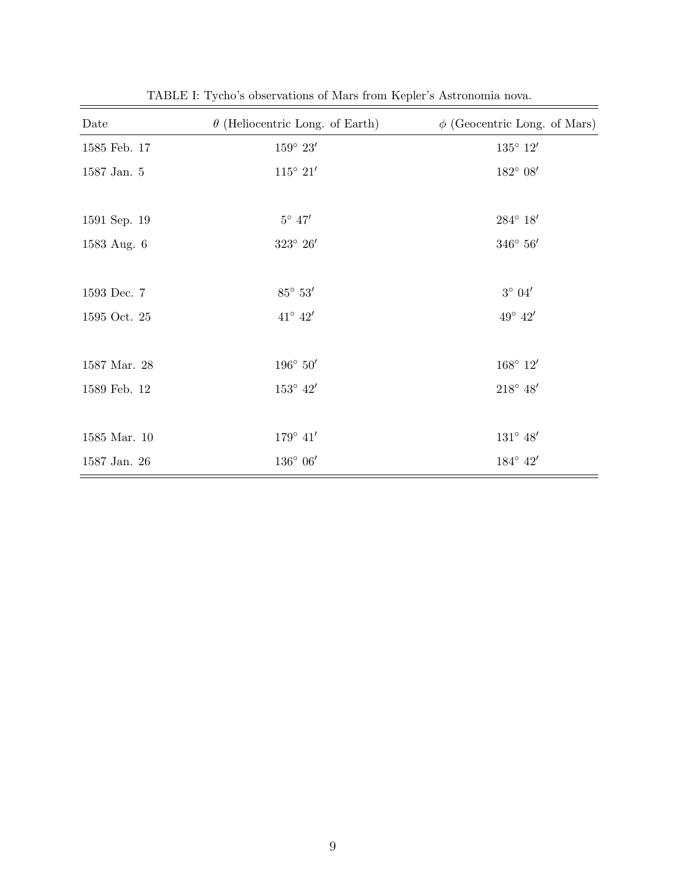TABLE I: Tycho's observations of Mars from Kepler's Astronomia nova.

| Date | $\theta$ (Heliocentric Long. of Earth) | $\phi$ (Geocentric Long. of Mars) |
|---|---|---|
| 1585 Feb. 17 | $159^\circ\ 23'$ | $135^\circ\ 12'$ |
| 1587 Jan. 5 | $115^\circ\ 21'$ | $182^\circ\ 08'$ |
| | | |
| 1591 Sep. 19 | $5^\circ\ 47'$ | $284^\circ\ 18'$ |
| 1583 Aug. 6 | $323^\circ\ 26'$ | $346^\circ\ 56'$ |
| | | |
| 1593 Dec. 7 | $85^\circ\ 53'$ | $3^\circ\ 04'$ |
| 1595 Oct. 25 | $41^\circ\ 42'$ | $49^\circ\ 42'$ |
| | | |
| 1587 Mar. 28 | $196^\circ\ 50'$ | $168^\circ\ 12'$ |
| 1589 Feb. 12 | $153^\circ\ 42'$ | $218^\circ\ 48'$ |
| | | |
| 1585 Mar. 10 | $179^\circ\ 41'$ | $131^\circ\ 48'$ |
| 1587 Jan. 26 | $136^\circ\ 06'$ | $184^\circ\ 42'$ |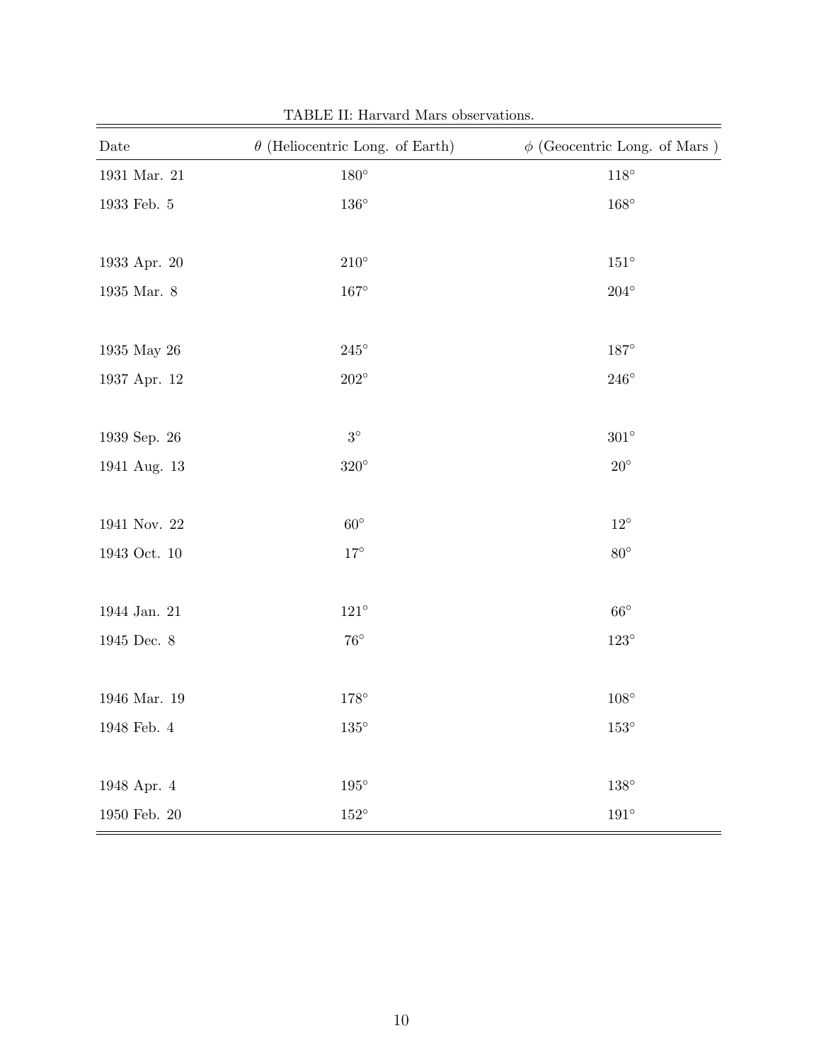TABLE II: Harvard Mars observations.

| Date | $\theta$ (Heliocentric Long. of Earth) | $\phi$ (Geocentric Long. of Mars ) |
|---|---|---|
| 1931 Mar. 21 | $180^\circ$ | $118^\circ$ |
| 1933 Feb. 5 | $136^\circ$ | $168^\circ$ |
| | | |
| 1933 Apr. 20 | $210^\circ$ | $151^\circ$ |
| 1935 Mar. 8 | $167^\circ$ | $204^\circ$ |
| | | |
| 1935 May 26 | $245^\circ$ | $187^\circ$ |
| 1937 Apr. 12 | $202^\circ$ | $246^\circ$ |
| | | |
| 1939 Sep. 26 | $3^\circ$ | $301^\circ$ |
| 1941 Aug. 13 | $320^\circ$ | $20^\circ$ |
| | | |
| 1941 Nov. 22 | $60^\circ$ | $12^\circ$ |
| 1943 Oct. 10 | $17^\circ$ | $80^\circ$ |
| | | |
| 1944 Jan. 21 | $121^\circ$ | $66^\circ$ |
| 1945 Dec. 8 | $76^\circ$ | $123^\circ$ |
| | | |
| 1946 Mar. 19 | $178^\circ$ | $108^\circ$ |
| 1948 Feb. 4 | $135^\circ$ | $153^\circ$ |
| | | |
| 1948 Apr. 4 | $195^\circ$ | $138^\circ$ |
| 1950 Feb. 20 | $152^\circ$ | $191^\circ$ |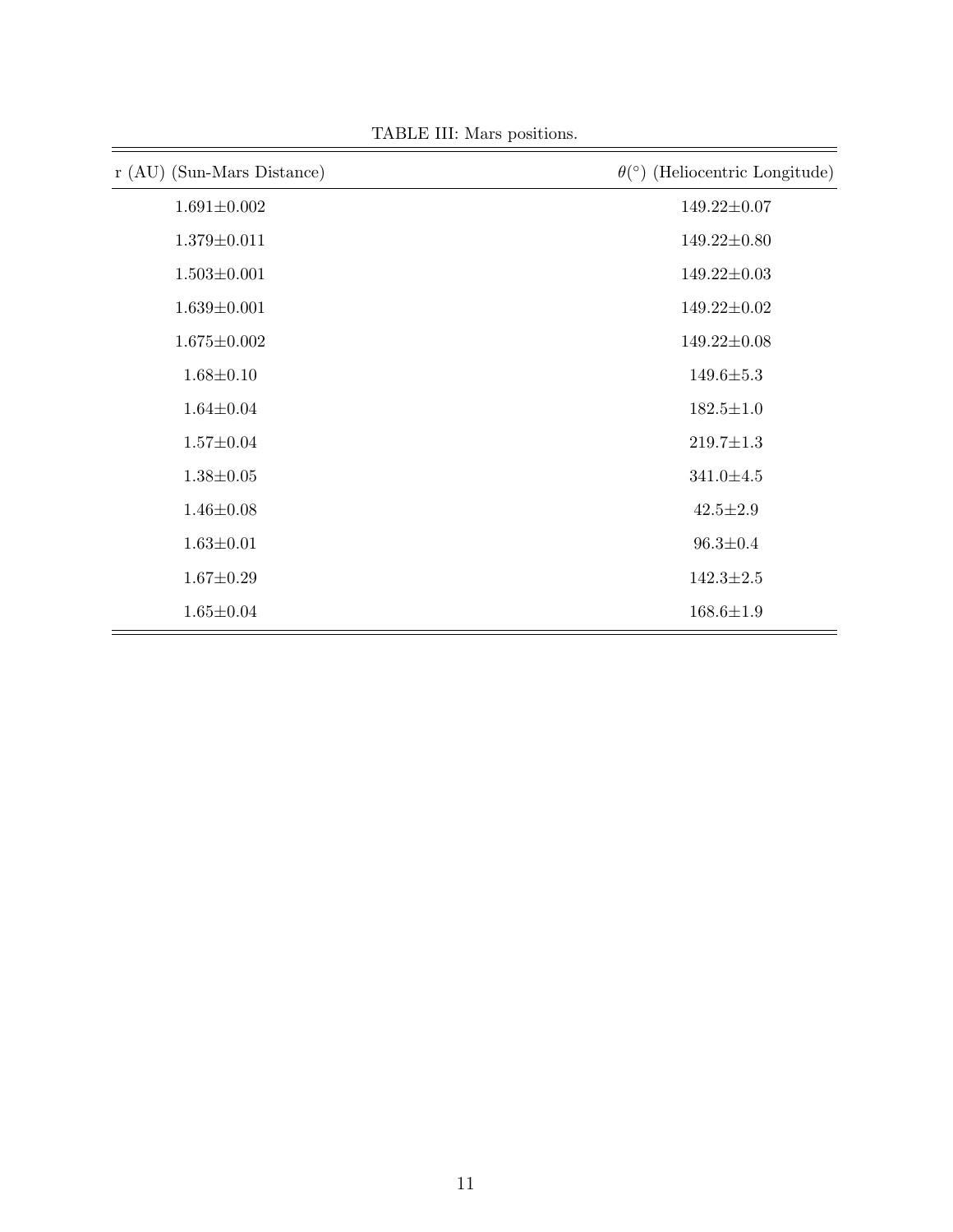TABLE III: Mars positions.

| r (AU) (Sun-Mars Distance) | $\theta(^{\circ})$ (Heliocentric Longitude) |
|---|---|
| $1.691\pm0.002$ | $149.22\pm0.07$ |
| $1.379\pm0.011$ | $149.22\pm0.80$ |
| $1.503\pm0.001$ | $149.22\pm0.03$ |
| $1.639\pm0.001$ | $149.22\pm0.02$ |
| $1.675\pm0.002$ | $149.22\pm0.08$ |
| $1.68\pm0.10$ | $149.6\pm5.3$ |
| $1.64\pm0.04$ | $182.5\pm1.0$ |
| $1.57\pm0.04$ | $219.7\pm1.3$ |
| $1.38\pm0.05$ | $341.0\pm4.5$ |
| $1.46\pm0.08$ | $42.5\pm2.9$ |
| $1.63\pm0.01$ | $96.3\pm0.4$ |
| $1.67\pm0.29$ | $142.3\pm2.5$ |
| $1.65\pm0.04$ | $168.6\pm1.9$ |